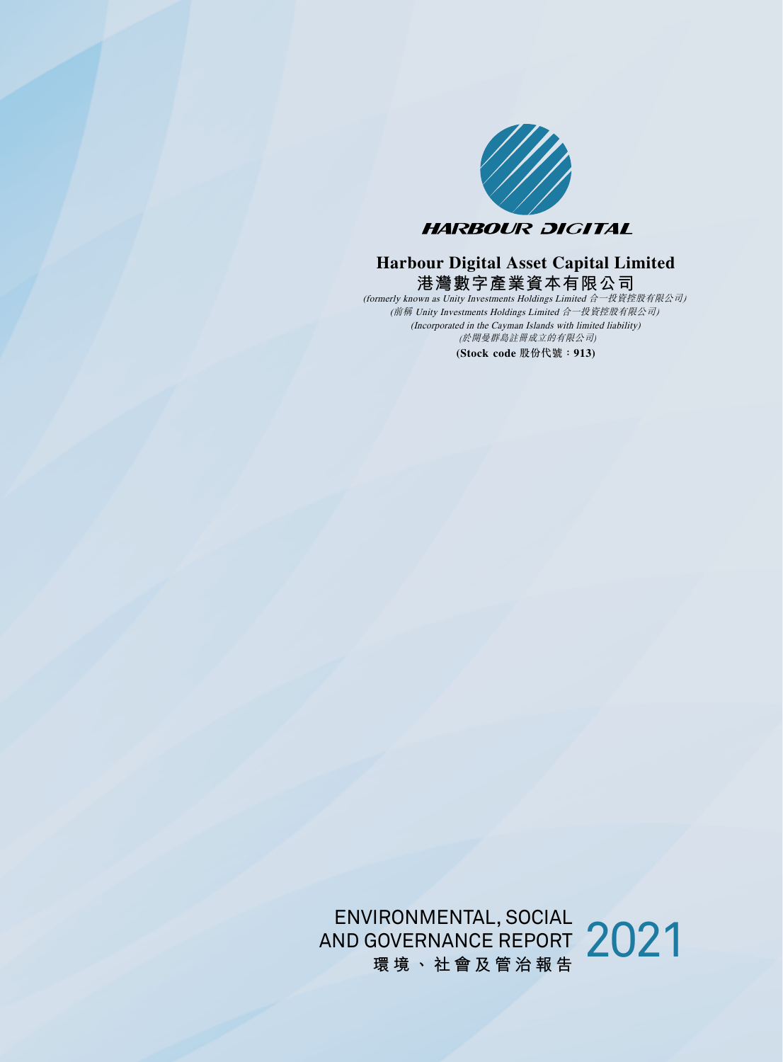HARBOUR DIGITAL

# Harbour Digital Asset Capital Limited
# 港灣數字產業資本有限公司

*(formerly known as Unity Investments Holdings Limited 合一投資控股有限公司)*

*(前稱 Unity Investments Holdings Limited 合一投資控股有限公司)*

*(Incorporated in the Cayman Islands with limited liability)*

*(於開曼群島註冊成立的有限公司)*

**(Stock code 股份代號：913)**

## ENVIRONMENTAL, SOCIAL AND GOVERNANCE REPORT 2021
## 環境、社會及管治報告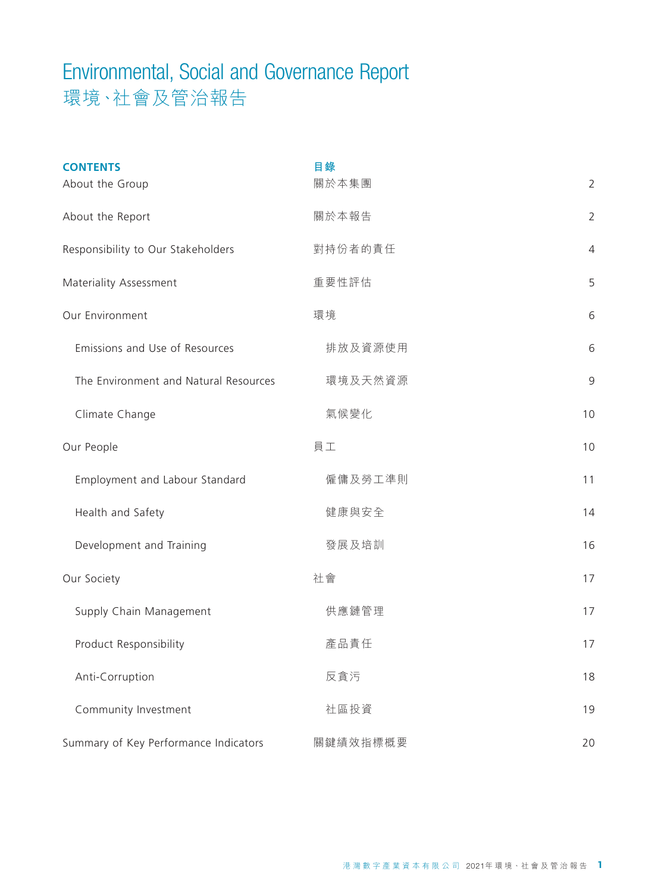# Environmental, Social and Governance Report
# 環境、社會及管治報告

| **CONTENTS** | **目錄** | |
|---|---|---|
| About the Group | 關於本集團 | 2 |
| About the Report | 關於本報告 | 2 |
| Responsibility to Our Stakeholders | 對持份者的責任 | 4 |
| Materiality Assessment | 重要性評估 | 5 |
| Our Environment | 環境 | 6 |
| Emissions and Use of Resources | 排放及資源使用 | 6 |
| The Environment and Natural Resources | 環境及天然資源 | 9 |
| Climate Change | 氣候變化 | 10 |
| Our People | 員工 | 10 |
| Employment and Labour Standard | 僱傭及勞工準則 | 11 |
| Health and Safety | 健康與安全 | 14 |
| Development and Training | 發展及培訓 | 16 |
| Our Society | 社會 | 17 |
| Supply Chain Management | 供應鏈管理 | 17 |
| Product Responsibility | 產品責任 | 17 |
| Anti-Corruption | 反貪污 | 18 |
| Community Investment | 社區投資 | 19 |
| Summary of Key Performance Indicators | 關鍵績效指標概要 | 20 |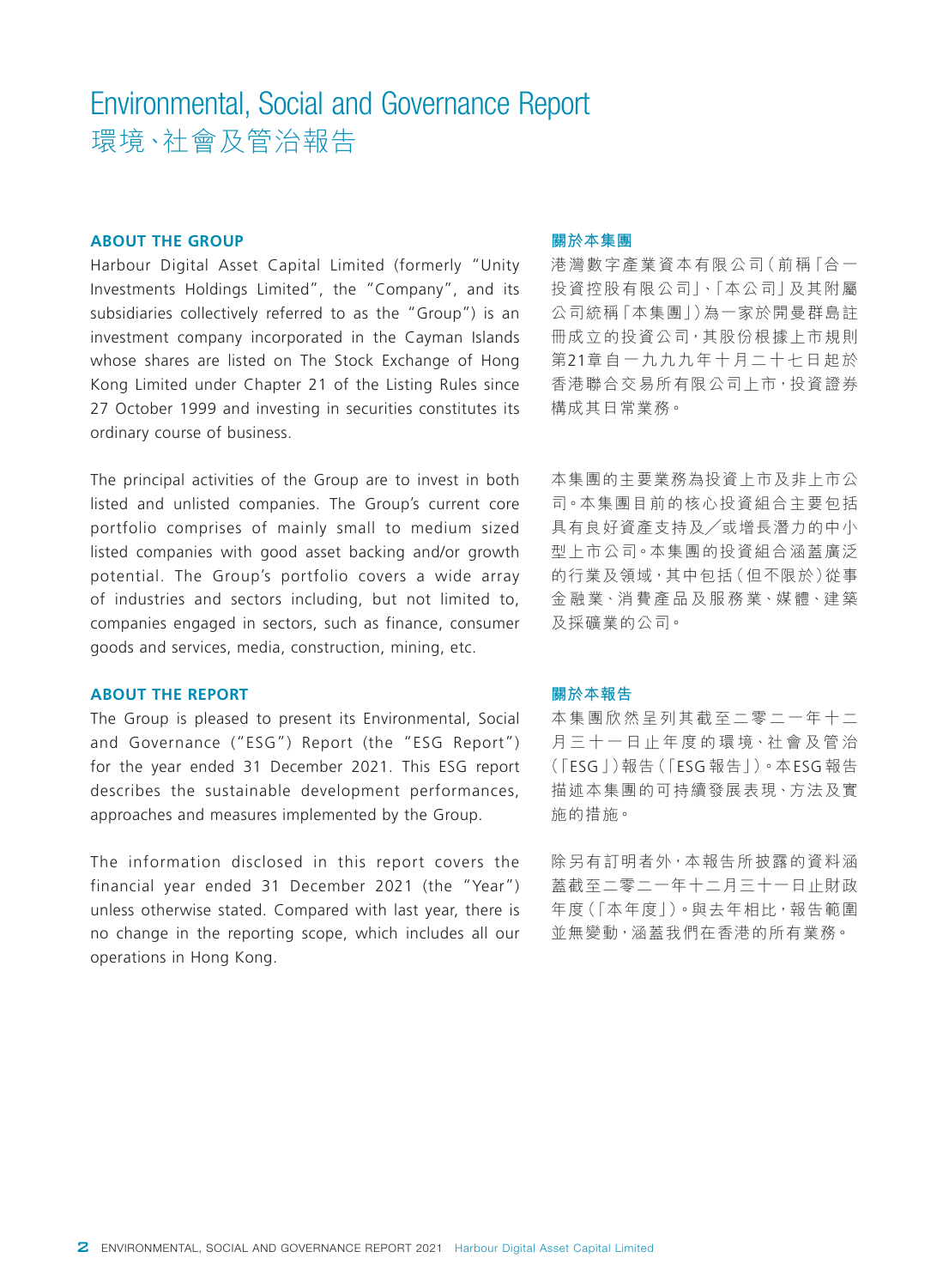# Environmental, Social and Governance Report
# 環境、社會及管治報告

## ABOUT THE GROUP

Harbour Digital Asset Capital Limited (formerly "Unity Investments Holdings Limited", the "Company", and its subsidiaries collectively referred to as the "Group") is an investment company incorporated in the Cayman Islands whose shares are listed on The Stock Exchange of Hong Kong Limited under Chapter 21 of the Listing Rules since 27 October 1999 and investing in securities constitutes its ordinary course of business.

The principal activities of the Group are to invest in both listed and unlisted companies. The Group's current core portfolio comprises of mainly small to medium sized listed companies with good asset backing and/or growth potential. The Group's portfolio covers a wide array of industries and sectors including, but not limited to, companies engaged in sectors, such as finance, consumer goods and services, media, construction, mining, etc.

## 關於本集團

港灣數字產業資本有限公司（前稱「合一投資控股有限公司」、「本公司」及其附屬公司統稱「本集團」）為一家於開曼群島註冊成立的投資公司，其股份根據上市規則第21章自一九九九年十月二十七日起於香港聯合交易所有限公司上市，投資證券構成其日常業務。

本集團的主要業務為投資上市及非上市公司。本集團目前的核心投資組合主要包括具有良好資產支持及／或增長潛力的中小型上市公司。本集團的投資組合涵蓋廣泛的行業及領域，其中包括（但不限於）從事金融業、消費產品及服務業、媒體、建築及採礦業的公司。

## ABOUT THE REPORT

The Group is pleased to present its Environmental, Social and Governance ("ESG") Report (the "ESG Report") for the year ended 31 December 2021. This ESG report describes the sustainable development performances, approaches and measures implemented by the Group.

The information disclosed in this report covers the financial year ended 31 December 2021 (the "Year") unless otherwise stated. Compared with last year, there is no change in the reporting scope, which includes all our operations in Hong Kong.

## 關於本報告

本集團欣然呈列其截至二零二一年十二月三十一日止年度的環境、社會及管治（「ESG」）報告（「ESG報告」）。本ESG報告描述本集團的可持續發展表現、方法及實施的措施。

除另有訂明者外，本報告所披露的資料涵蓋截至二零二一年十二月三十一日止財政年度（「本年度」）。與去年相比，報告範圍並無變動，涵蓋我們在香港的所有業務。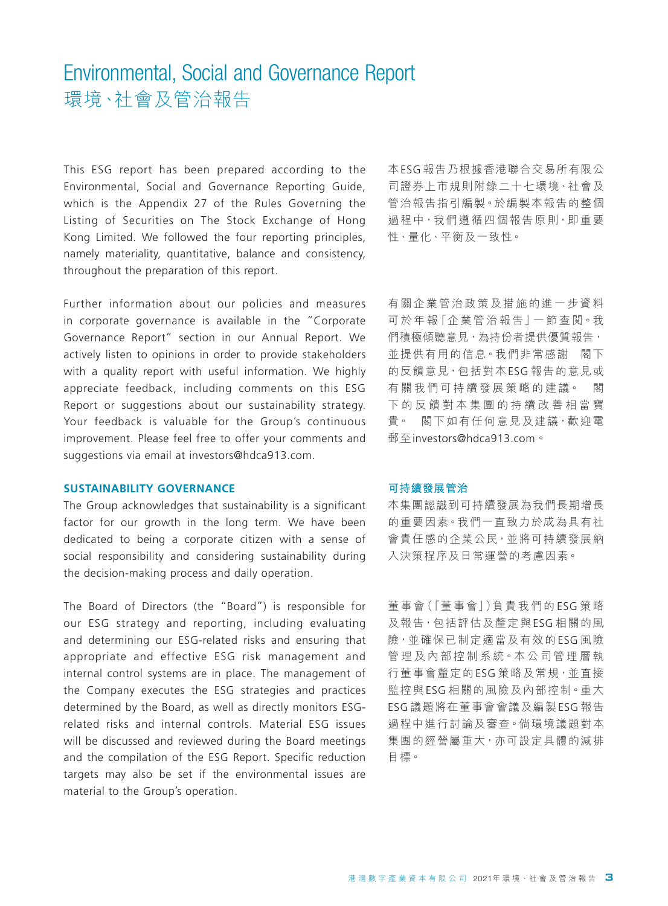# Environmental, Social and Governance Report
# 環境、社會及管治報告

This ESG report has been prepared according to the Environmental, Social and Governance Reporting Guide, which is the Appendix 27 of the Rules Governing the Listing of Securities on The Stock Exchange of Hong Kong Limited. We followed the four reporting principles, namely materiality, quantitative, balance and consistency, throughout the preparation of this report.

本ESG報告乃根據香港聯合交易所有限公司證券上市規則附錄二十七環境、社會及管治報告指引編製。於編製本報告的整個過程中，我們遵循四個報告原則，即重要性、量化、平衡及一致性。

Further information about our policies and measures in corporate governance is available in the "Corporate Governance Report" section in our Annual Report. We actively listen to opinions in order to provide stakeholders with a quality report with useful information. We highly appreciate feedback, including comments on this ESG Report or suggestions about our sustainability strategy. Your feedback is valuable for the Group's continuous improvement. Please feel free to offer your comments and suggestions via email at investors@hdca913.com.

有關企業管治政策及措施的進一步資料可於年報「企業管治報告」一節查閱。我們積極傾聽意見，為持份者提供優質報告，並提供有用的信息。我們非常感謝 閣下的反饋意見，包括對本ESG報告的意見或有關我們可持續發展策略的建議。 閣下的反饋對本集團的持續改善相當寶貴。 閣下如有任何意見及建議，歡迎電郵至investors@hdca913.com。

## SUSTAINABILITY GOVERNANCE

## 可持續發展管治

The Group acknowledges that sustainability is a significant factor for our growth in the long term. We have been dedicated to being a corporate citizen with a sense of social responsibility and considering sustainability during the decision-making process and daily operation.

本集團認識到可持續發展為我們長期增長的重要因素。我們一直致力於成為具有社會責任感的企業公民，並將可持續發展納入決策程序及日常運營的考慮因素。

The Board of Directors (the "Board") is responsible for our ESG strategy and reporting, including evaluating and determining our ESG-related risks and ensuring that appropriate and effective ESG risk management and internal control systems are in place. The management of the Company executes the ESG strategies and practices determined by the Board, as well as directly monitors ESG-related risks and internal controls. Material ESG issues will be discussed and reviewed during the Board meetings and the compilation of the ESG Report. Specific reduction targets may also be set if the environmental issues are material to the Group's operation.

董事會（「董事會」）負責我們的ESG策略及報告，包括評估及釐定與ESG相關的風險，並確保已制定適當及有效的ESG風險管理及內部控制系統。本公司管理層執行董事會釐定的ESG策略及常規，並直接監控與ESG相關的風險及內部控制。重大ESG議題將在董事會會議及編製ESG報告過程中進行討論及審查。倘環境議題對本集團的經營屬重大，亦可設定具體的減排目標。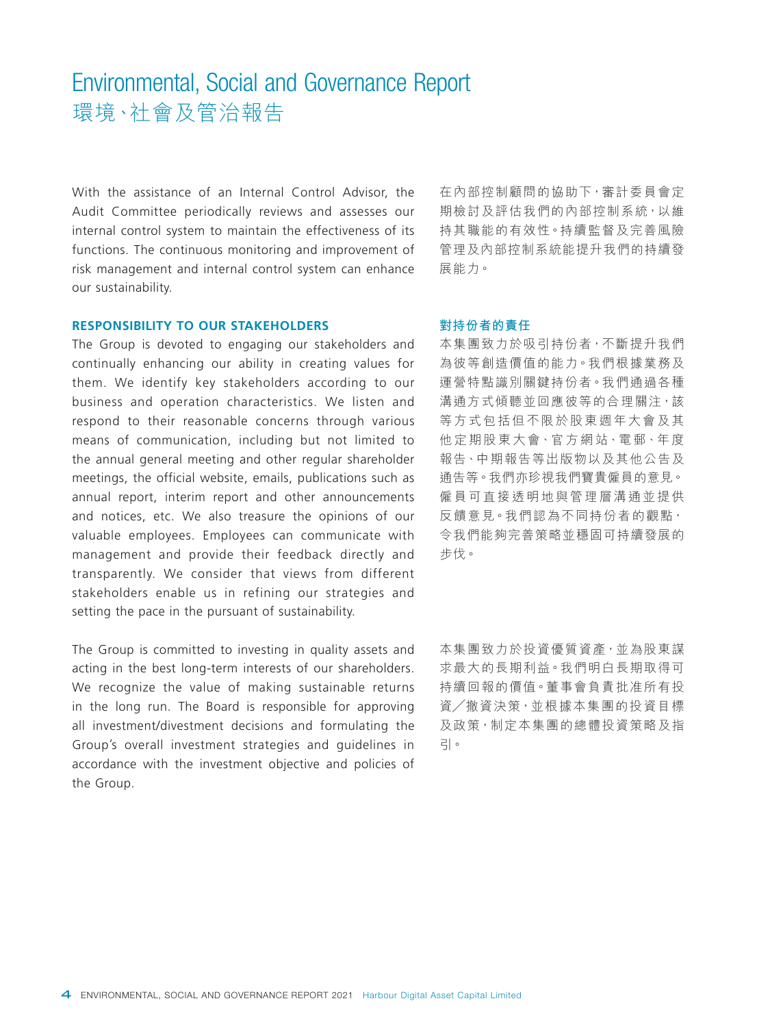With the assistance of an Internal Control Advisor, the Audit Committee periodically reviews and assesses our internal control system to maintain the effectiveness of its functions. The continuous monitoring and improvement of risk management and internal control system can enhance our sustainability.

在內部控制顧問的協助下，審計委員會定期檢討及評估我們的內部控制系統，以維持其職能的有效性。持續監督及完善風險管理及內部控制系統能提升我們的持續發展能力。

## RESPONSIBILITY TO OUR STAKEHOLDERS

## 對持份者的責任

The Group is devoted to engaging our stakeholders and continually enhancing our ability in creating values for them. We identify key stakeholders according to our business and operation characteristics. We listen and respond to their reasonable concerns through various means of communication, including but not limited to the annual general meeting and other regular shareholder meetings, the official website, emails, publications such as annual report, interim report and other announcements and notices, etc. We also treasure the opinions of our valuable employees. Employees can communicate with management and provide their feedback directly and transparently. We consider that views from different stakeholders enable us in refining our strategies and setting the pace in the pursuant of sustainability.

本集團致力於吸引持份者，不斷提升我們為彼等創造價值的能力。我們根據業務及運營特點識別關鍵持份者。我們通過各種溝通方式傾聽並回應彼等的合理關注，該等方式包括但不限於股東週年大會及其他定期股東大會、官方網站、電郵、年度報告、中期報告等出版物以及其他公告及通告等。我們亦珍視我們寶貴僱員的意見。僱員可直接透明地與管理層溝通並提供反饋意見。我們認為不同持份者的觀點，令我們能夠完善策略並穩固可持續發展的步伐。

The Group is committed to investing in quality assets and acting in the best long-term interests of our shareholders. We recognize the value of making sustainable returns in the long run. The Board is responsible for approving all investment/divestment decisions and formulating the Group's overall investment strategies and guidelines in accordance with the investment objective and policies of the Group.

本集團致力於投資優質資產，並為股東謀求最大的長期利益。我們明白長期取得可持續回報的價值。董事會負責批准所有投資／撤資決策，並根據本集團的投資目標及政策，制定本集團的總體投資策略及指引。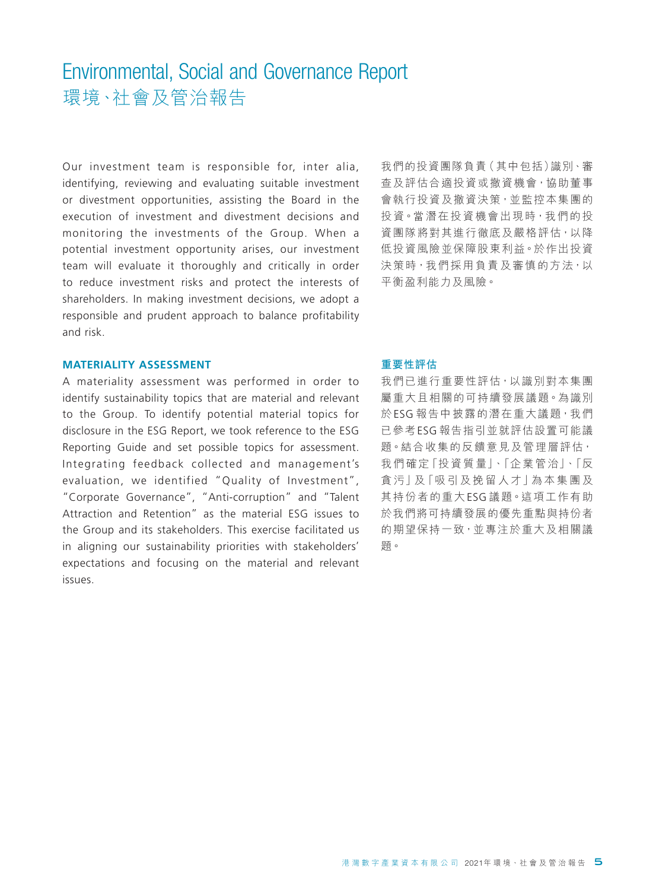# Environmental, Social and Governance Report
# 環境、社會及管治報告

Our investment team is responsible for, inter alia, identifying, reviewing and evaluating suitable investment or divestment opportunities, assisting the Board in the execution of investment and divestment decisions and monitoring the investments of the Group. When a potential investment opportunity arises, our investment team will evaluate it thoroughly and critically in order to reduce investment risks and protect the interests of shareholders. In making investment decisions, we adopt a responsible and prudent approach to balance profitability and risk.

我們的投資團隊負責(其中包括)識別、審查及評估合適投資或撤資機會,協助董事會執行投資及撤資決策,並監控本集團的投資。當潛在投資機會出現時,我們的投資團隊將對其進行徹底及嚴格評估,以降低投資風險並保障股東利益。於作出投資決策時,我們採用負責及審慎的方法,以平衡盈利能力及風險。

## MATERIALITY ASSESSMENT

A materiality assessment was performed in order to identify sustainability topics that are material and relevant to the Group. To identify potential material topics for disclosure in the ESG Report, we took reference to the ESG Reporting Guide and set possible topics for assessment. Integrating feedback collected and management's evaluation, we identified "Quality of Investment", "Corporate Governance", "Anti-corruption" and "Talent Attraction and Retention" as the material ESG issues to the Group and its stakeholders. This exercise facilitated us in aligning our sustainability priorities with stakeholders' expectations and focusing on the material and relevant issues.

## 重要性評估

我們已進行重要性評估,以識別對本集團屬重大且相關的可持續發展議題。為識別於ESG報告中披露的潛在重大議題,我們已參考ESG報告指引並就評估設置可能議題。結合收集的反饋意見及管理層評估,我們確定「投資質量」、「企業管治」、「反貪污」及「吸引及挽留人才」為本集團及其持份者的重大ESG議題。這項工作有助於我們將可持續發展的優先重點與持份者的期望保持一致,並專注於重大及相關議題。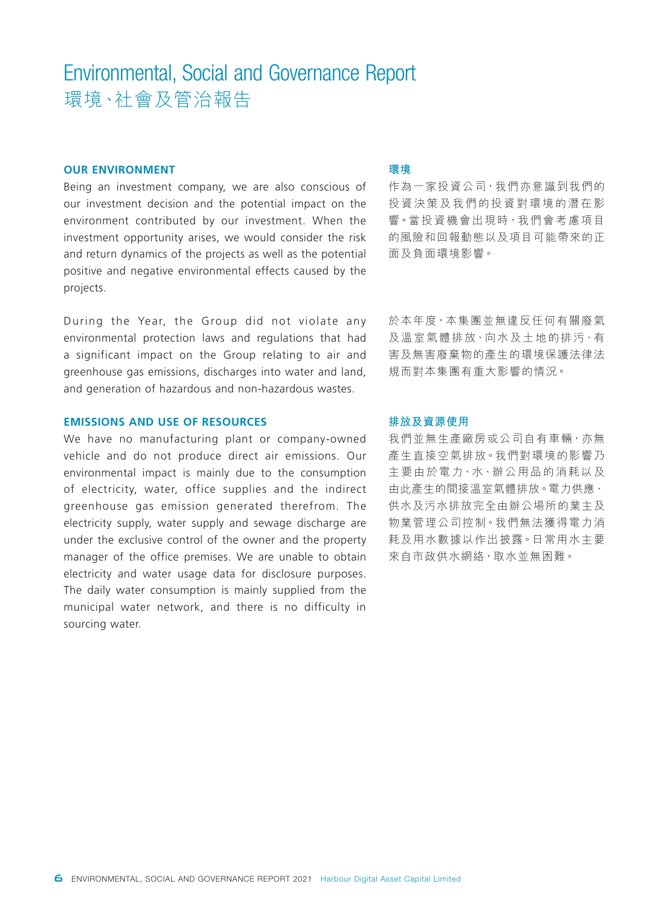# Environmental, Social and Governance Report
# 環境、社會及管治報告

## OUR ENVIRONMENT

Being an investment company, we are also conscious of our investment decision and the potential impact on the environment contributed by our investment. When the investment opportunity arises, we would consider the risk and return dynamics of the projects as well as the potential positive and negative environmental effects caused by the projects.

During the Year, the Group did not violate any environmental protection laws and regulations that had a significant impact on the Group relating to air and greenhouse gas emissions, discharges into water and land, and generation of hazardous and non-hazardous wastes.

## EMISSIONS AND USE OF RESOURCES

We have no manufacturing plant or company-owned vehicle and do not produce direct air emissions. Our environmental impact is mainly due to the consumption of electricity, water, office supplies and the indirect greenhouse gas emission generated therefrom. The electricity supply, water supply and sewage discharge are under the exclusive control of the owner and the property manager of the office premises. We are unable to obtain electricity and water usage data for disclosure purposes. The daily water consumption is mainly supplied from the municipal water network, and there is no difficulty in sourcing water.

## 環境

作為一家投資公司，我們亦意識到我們的投資決策及我們的投資對環境的潛在影響。當投資機會出現時，我們會考慮項目的風險和回報動態以及項目可能帶來的正面及負面環境影響。

於本年度，本集團並無違反任何有關廢氣及溫室氣體排放、向水及土地的排污、有害及無害廢棄物的產生的環境保護法律法規而對本集團有重大影響的情況。

## 排放及資源使用

我們並無生產廠房或公司自有車輛，亦無產生直接空氣排放。我們對環境的影響乃主要由於電力、水、辦公用品的消耗以及由此產生的間接溫室氣體排放。電力供應、供水及污水排放完全由辦公場所的業主及物業管理公司控制。我們無法獲得電力消耗及用水數據以作出披露。日常用水主要來自市政供水網絡，取水並無困難。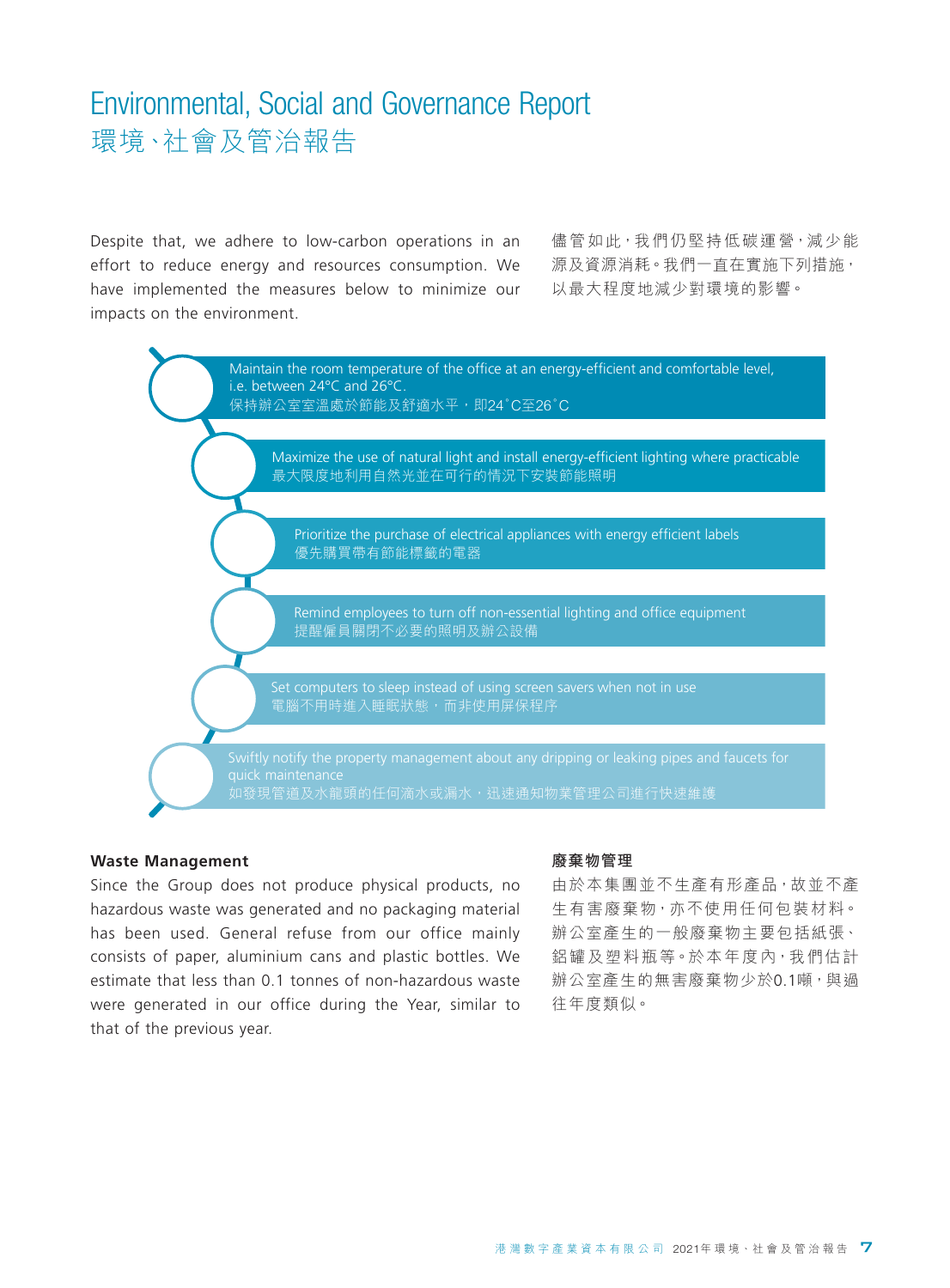# Environmental, Social and Governance Report
# 環境、社會及管治報告

Despite that, we adhere to low-carbon operations in an effort to reduce energy and resources consumption. We have implemented the measures below to minimize our impacts on the environment.

儘管如此，我們仍堅持低碳運營，減少能源及資源消耗。我們一直在實施下列措施，以最大程度地減少對環境的影響。

- Maintain the room temperature of the office at an energy-efficient and comfortable level, i.e. between 24°C and 26°C.
  保持辦公室室溫處於節能及舒適水平，即24˚C至26˚C
- Maximize the use of natural light and install energy-efficient lighting where practicable
  最大限度地利用自然光並在可行的情況下安裝節能照明
- Prioritize the purchase of electrical appliances with energy efficient labels
  優先購買帶有節能標籤的電器
- Remind employees to turn off non-essential lighting and office equipment
  提醒僱員關閉不必要的照明及辦公設備
- Set computers to sleep instead of using screen savers when not in use
  電腦不用時進入睡眠狀態，而非使用屏保程序
- Swiftly notify the property management about any dripping or leaking pipes and faucets for quick maintenance
  如發現管道及水龍頭的任何滴水或漏水，迅速通知物業管理公司進行快速維護

### Waste Management

Since the Group does not produce physical products, no hazardous waste was generated and no packaging material has been used. General refuse from our office mainly consists of paper, aluminium cans and plastic bottles. We estimate that less than 0.1 tonnes of non-hazardous waste were generated in our office during the Year, similar to that of the previous year.

### 廢棄物管理

由於本集團並不生產有形產品，故並不產生有害廢棄物，亦不使用任何包裝材料。辦公室產生的一般廢棄物主要包括紙張、鋁罐及塑料瓶等。於本年度內，我們估計辦公室產生的無害廢棄物少於0.1噸，與過往年度類似。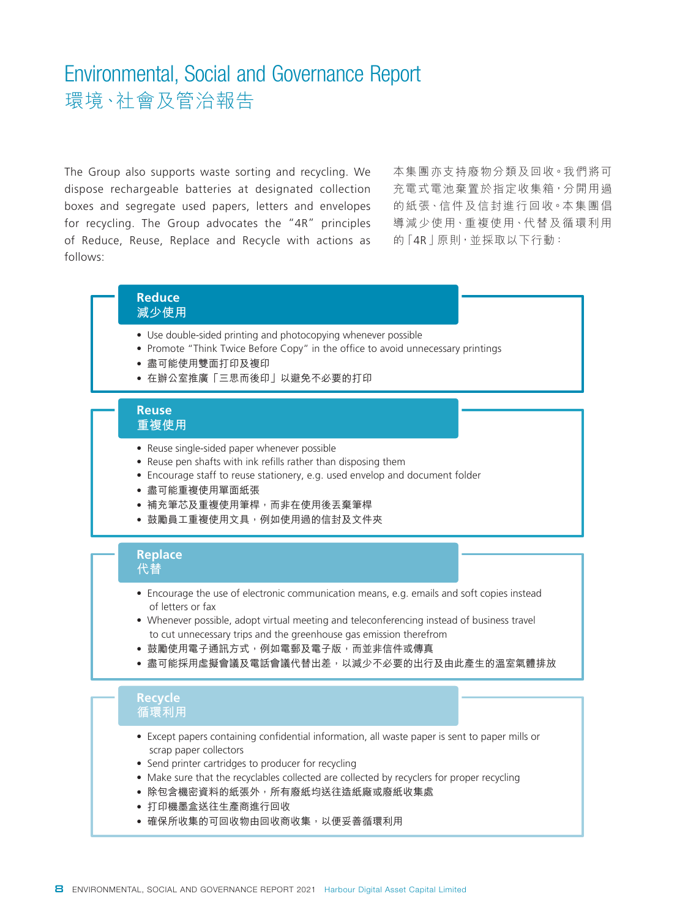The Group also supports waste sorting and recycling. We dispose rechargeable batteries at designated collection boxes and segregate used papers, letters and envelopes for recycling. The Group advocates the "4R" principles of Reduce, Reuse, Replace and Recycle with actions as follows:

本集團亦支持廢物分類及回收。我們將可充電式電池棄置於指定收集箱，分開用過的紙張、信件及信封進行回收。本集團倡導減少使用、重複使用、代替及循環利用的「4R」原則，並採取以下行動：

**Reduce**
**減少使用**

- Use double-sided printing and photocopying whenever possible
- Promote "Think Twice Before Copy" in the office to avoid unnecessary printings
- 盡可能使用雙面打印及複印
- 在辦公室推廣「三思而後印」以避免不必要的打印

**Reuse**
**重複使用**

- Reuse single-sided paper whenever possible
- Reuse pen shafts with ink refills rather than disposing them
- Encourage staff to reuse stationery, e.g. used envelop and document folder
- 盡可能重複使用單面紙張
- 補充筆芯及重複使用筆桿，而非在使用後丟棄筆桿
- 鼓勵員工重複使用文具，例如使用過的信封及文件夾

**Replace**
**代替**

- Encourage the use of electronic communication means, e.g. emails and soft copies instead of letters or fax
- Whenever possible, adopt virtual meeting and teleconferencing instead of business travel to cut unnecessary trips and the greenhouse gas emission therefrom
- 鼓勵使用電子通訊方式，例如電郵及電子版，而並非信件或傳真
- 盡可能採用虛擬會議及電話會議代替出差，以減少不必要的出行及由此產生的溫室氣體排放

**Recycle**
**循環利用**

- Except papers containing confidential information, all waste paper is sent to paper mills or scrap paper collectors
- Send printer cartridges to producer for recycling
- Make sure that the recyclables collected are collected by recyclers for proper recycling
- 除包含機密資料的紙張外，所有廢紙均送往造紙廠或廢紙收集處
- 打印機墨盒送往生產商進行回收
- 確保所收集的可回收物由回收商收集，以便妥善循環利用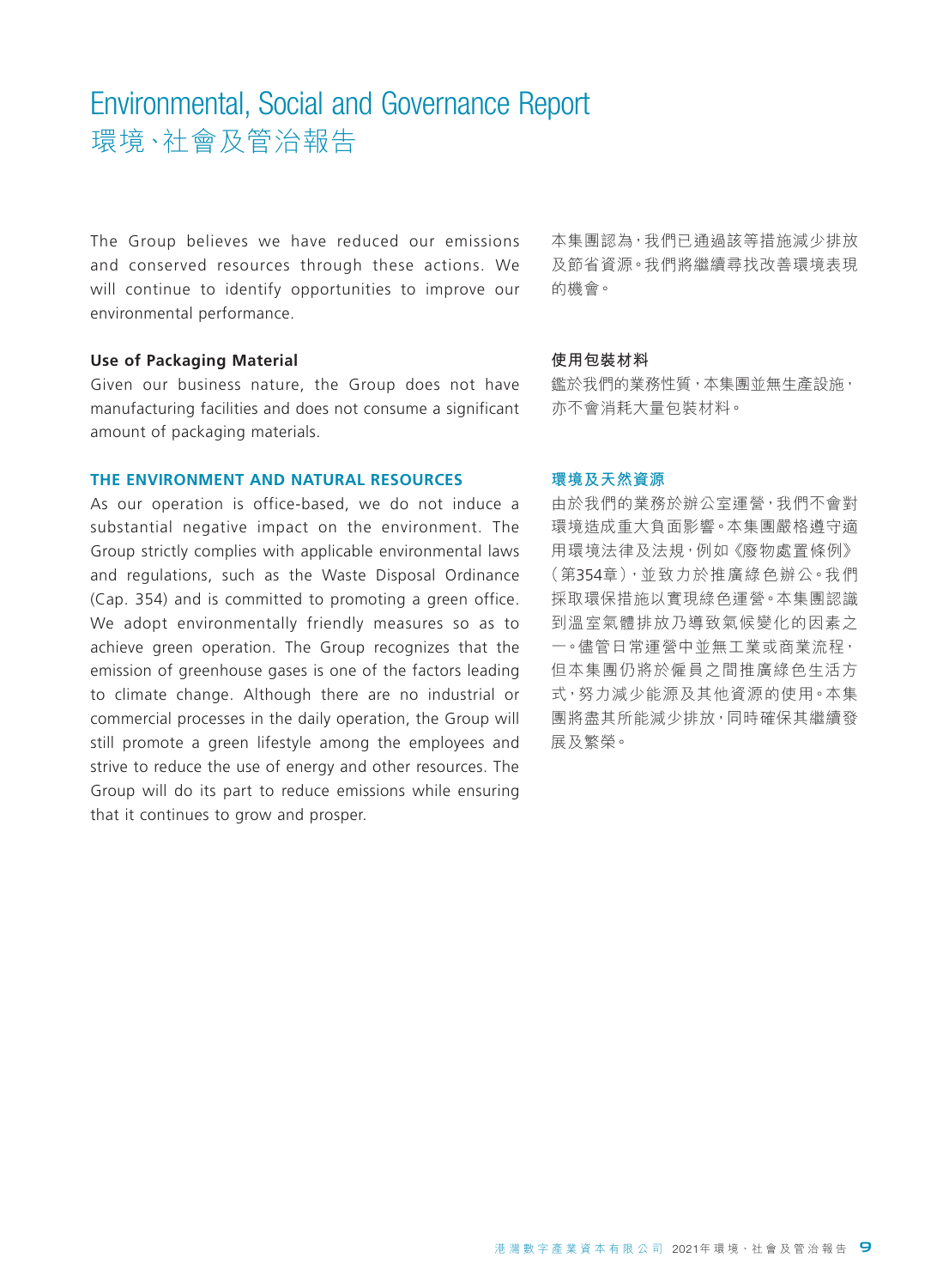The Group believes we have reduced our emissions and conserved resources through these actions. We will continue to identify opportunities to improve our environmental performance.

本集團認為，我們已通過該等措施減少排放及節省資源。我們將繼續尋找改善環境表現的機會。

**Use of Packaging Material**

Given our business nature, the Group does not have manufacturing facilities and does not consume a significant amount of packaging materials.

**使用包裝材料**

鑑於我們的業務性質，本集團並無生產設施，亦不會消耗大量包裝材料。

## THE ENVIRONMENT AND NATURAL RESOURCES

As our operation is office-based, we do not induce a substantial negative impact on the environment. The Group strictly complies with applicable environmental laws and regulations, such as the Waste Disposal Ordinance (Cap. 354) and is committed to promoting a green office. We adopt environmentally friendly measures so as to achieve green operation. The Group recognizes that the emission of greenhouse gases is one of the factors leading to climate change. Although there are no industrial or commercial processes in the daily operation, the Group will still promote a green lifestyle among the employees and strive to reduce the use of energy and other resources. The Group will do its part to reduce emissions while ensuring that it continues to grow and prosper.

## 環境及天然資源

由於我們的業務於辦公室運營，我們不會對環境造成重大負面影響。本集團嚴格遵守適用環境法律及法規，例如《廢物處置條例》（第354章），並致力於推廣綠色辦公。我們採取環保措施以實現綠色運營。本集團認識到溫室氣體排放乃導致氣候變化的因素之一。儘管日常運營中並無工業或商業流程，但本集團仍將於僱員之間推廣綠色生活方式，努力減少能源及其他資源的使用。本集團將盡其所能減少排放，同時確保其繼續發展及繁榮。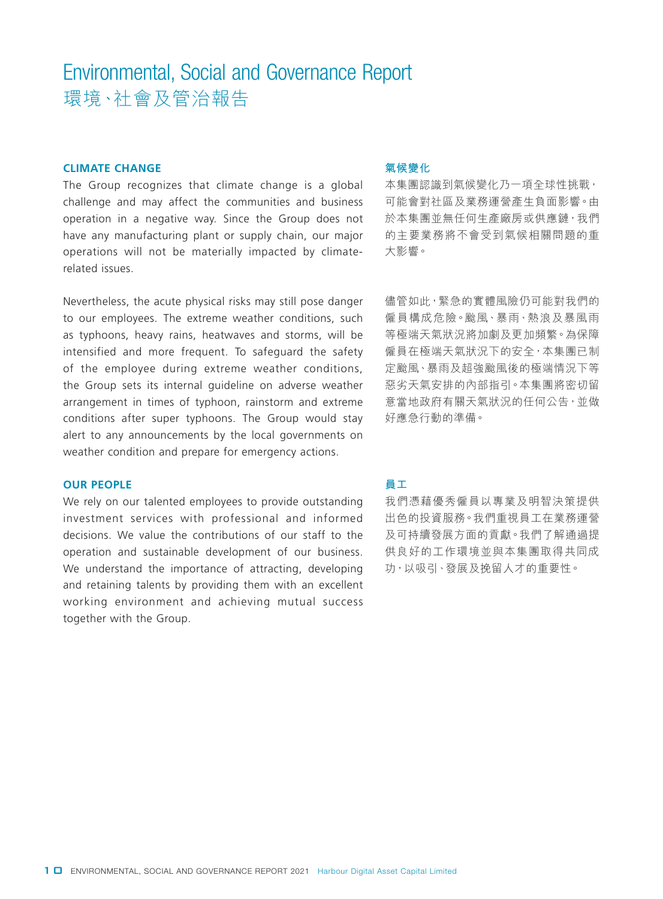# Environmental, Social and Governance Report
# 環境、社會及管治報告

## CLIMATE CHANGE

The Group recognizes that climate change is a global challenge and may affect the communities and business operation in a negative way. Since the Group does not have any manufacturing plant or supply chain, our major operations will not be materially impacted by climate-related issues.

Nevertheless, the acute physical risks may still pose danger to our employees. The extreme weather conditions, such as typhoons, heavy rains, heatwaves and storms, will be intensified and more frequent. To safeguard the safety of the employee during extreme weather conditions, the Group sets its internal guideline on adverse weather arrangement in times of typhoon, rainstorm and extreme conditions after super typhoons. The Group would stay alert to any announcements by the local governments on weather condition and prepare for emergency actions.

## 氣候變化

本集團認識到氣候變化乃一項全球性挑戰，可能會對社區及業務運營產生負面影響。由於本集團並無任何生產廠房或供應鏈，我們的主要業務將不會受到氣候相關問題的重大影響。

儘管如此，緊急的實體風險仍可能對我們的僱員構成危險。颱風、暴雨、熱浪及暴風雨等極端天氣狀況將加劇及更加頻繁。為保障僱員在極端天氣狀況下的安全，本集團已制定颱風、暴雨及超強颱風後的極端情況下等惡劣天氣安排的內部指引。本集團將密切留意當地政府有關天氣狀況的任何公告，並做好應急行動的準備。

## OUR PEOPLE

We rely on our talented employees to provide outstanding investment services with professional and informed decisions. We value the contributions of our staff to the operation and sustainable development of our business. We understand the importance of attracting, developing and retaining talents by providing them with an excellent working environment and achieving mutual success together with the Group.

## 員工

我們憑藉優秀僱員以專業及明智決策提供出色的投資服務。我們重視員工在業務運營及可持續發展方面的貢獻。我們了解通過提供良好的工作環境並與本集團取得共同成功，以吸引、發展及挽留人才的重要性。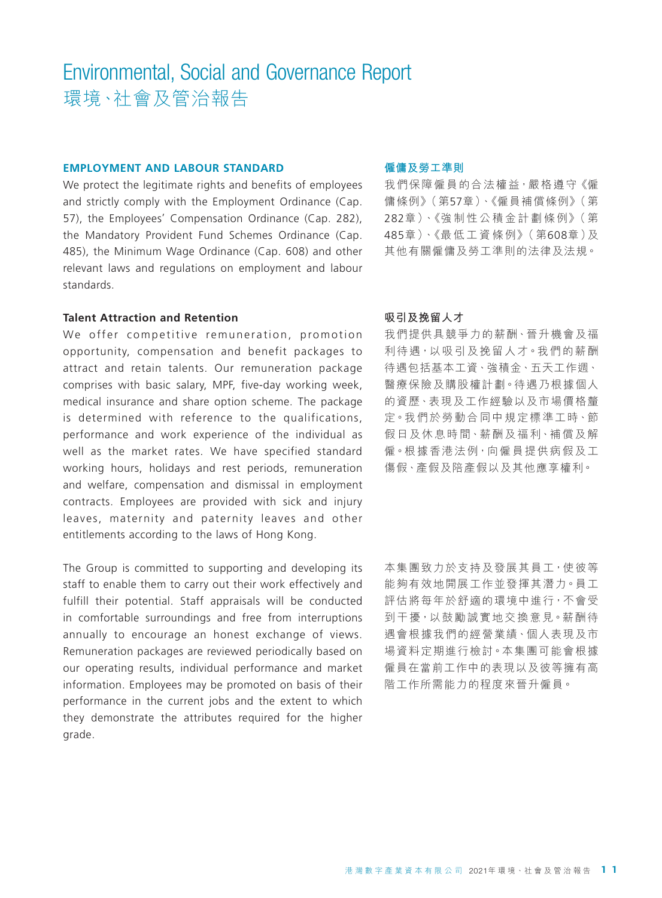# Environmental, Social and Governance Report
# 環境、社會及管治報告

## EMPLOYMENT AND LABOUR STANDARD

We protect the legitimate rights and benefits of employees and strictly comply with the Employment Ordinance (Cap. 57), the Employees' Compensation Ordinance (Cap. 282), the Mandatory Provident Fund Schemes Ordinance (Cap. 485), the Minimum Wage Ordinance (Cap. 608) and other relevant laws and regulations on employment and labour standards.

### Talent Attraction and Retention

We offer competitive remuneration, promotion opportunity, compensation and benefit packages to attract and retain talents. Our remuneration package comprises with basic salary, MPF, five-day working week, medical insurance and share option scheme. The package is determined with reference to the qualifications, performance and work experience of the individual as well as the market rates. We have specified standard working hours, holidays and rest periods, remuneration and welfare, compensation and dismissal in employment contracts. Employees are provided with sick and injury leaves, maternity and paternity leaves and other entitlements according to the laws of Hong Kong.

The Group is committed to supporting and developing its staff to enable them to carry out their work effectively and fulfill their potential. Staff appraisals will be conducted in comfortable surroundings and free from interruptions annually to encourage an honest exchange of views. Remuneration packages are reviewed periodically based on our operating results, individual performance and market information. Employees may be promoted on basis of their performance in the current jobs and the extent to which they demonstrate the attributes required for the higher grade.

## 僱傭及勞工準則

我們保障僱員的合法權益，嚴格遵守《僱傭條例》（第57章）、《僱員補償條例》（第282章）、《強制性公積金計劃條例》（第485章）、《最低工資條例》（第608章）及其他有關僱傭及勞工準則的法律及法規。

### 吸引及挽留人才

我們提供具競爭力的薪酬、晉升機會及福利待遇，以吸引及挽留人才。我們的薪酬待遇包括基本工資、強積金、五天工作週、醫療保險及購股權計劃。待遇乃根據個人的資歷、表現及工作經驗以及市場價格釐定。我們於勞動合同中規定標準工時、節假日及休息時間、薪酬及福利、補償及解僱。根據香港法例，向僱員提供病假及工傷假、產假及陪產假以及其他應享權利。

本集團致力於支持及發展其員工，使彼等能夠有效地開展工作並發揮其潛力。員工評估將每年於舒適的環境中進行，不會受到干擾，以鼓勵誠實地交換意見。薪酬待遇會根據我們的經營業績、個人表現及市場資料定期進行檢討。本集團可能會根據僱員在當前工作中的表現以及彼等擁有高階工作所需能力的程度來晉升僱員。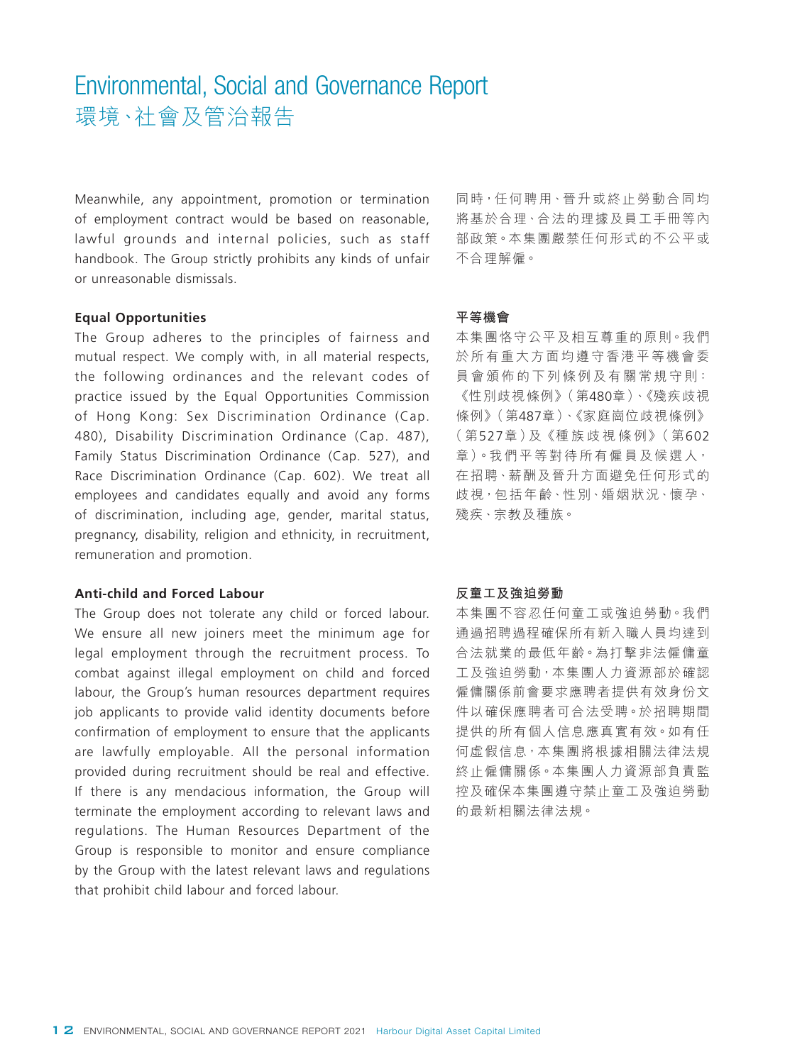Meanwhile, any appointment, promotion or termination of employment contract would be based on reasonable, lawful grounds and internal policies, such as staff handbook. The Group strictly prohibits any kinds of unfair or unreasonable dismissals.

同時，任何聘用、晉升或終止勞動合同均將基於合理、合法的理據及員工手冊等內部政策。本集團嚴禁任何形式的不公平或不合理解僱。

**Equal Opportunities**

The Group adheres to the principles of fairness and mutual respect. We comply with, in all material respects, the following ordinances and the relevant codes of practice issued by the Equal Opportunities Commission of Hong Kong: Sex Discrimination Ordinance (Cap. 480), Disability Discrimination Ordinance (Cap. 487), Family Status Discrimination Ordinance (Cap. 527), and Race Discrimination Ordinance (Cap. 602). We treat all employees and candidates equally and avoid any forms of discrimination, including age, gender, marital status, pregnancy, disability, religion and ethnicity, in recruitment, remuneration and promotion.

**平等機會**

本集團恪守公平及相互尊重的原則。我們於所有重大方面均遵守香港平等機會委員會頒佈的下列條例及有關常規守則：《性別歧視條例》（第480章）、《殘疾歧視條例》（第487章）、《家庭崗位歧視條例》（第527章）及《種族歧視條例》（第602章）。我們平等對待所有僱員及候選人，在招聘、薪酬及晉升方面避免任何形式的歧視，包括年齡、性別、婚姻狀況、懷孕、殘疾、宗教及種族。

**Anti-child and Forced Labour**

The Group does not tolerate any child or forced labour. We ensure all new joiners meet the minimum age for legal employment through the recruitment process. To combat against illegal employment on child and forced labour, the Group's human resources department requires job applicants to provide valid identity documents before confirmation of employment to ensure that the applicants are lawfully employable. All the personal information provided during recruitment should be real and effective. If there is any mendacious information, the Group will terminate the employment according to relevant laws and regulations. The Human Resources Department of the Group is responsible to monitor and ensure compliance by the Group with the latest relevant laws and regulations that prohibit child labour and forced labour.

**反童工及強迫勞動**

本集團不容忍任何童工或強迫勞動。我們通過招聘過程確保所有新入職人員均達到合法就業的最低年齡。為打擊非法僱傭童工及強迫勞動，本集團人力資源部於確認僱傭關係前會要求應聘者提供有效身份文件以確保應聘者可合法受聘。於招聘期間提供的所有個人信息應真實有效。如有任何虛假信息，本集團將根據相關法律法規終止僱傭關係。本集團人力資源部負責監控及確保本集團遵守禁止童工及強迫勞動的最新相關法律法規。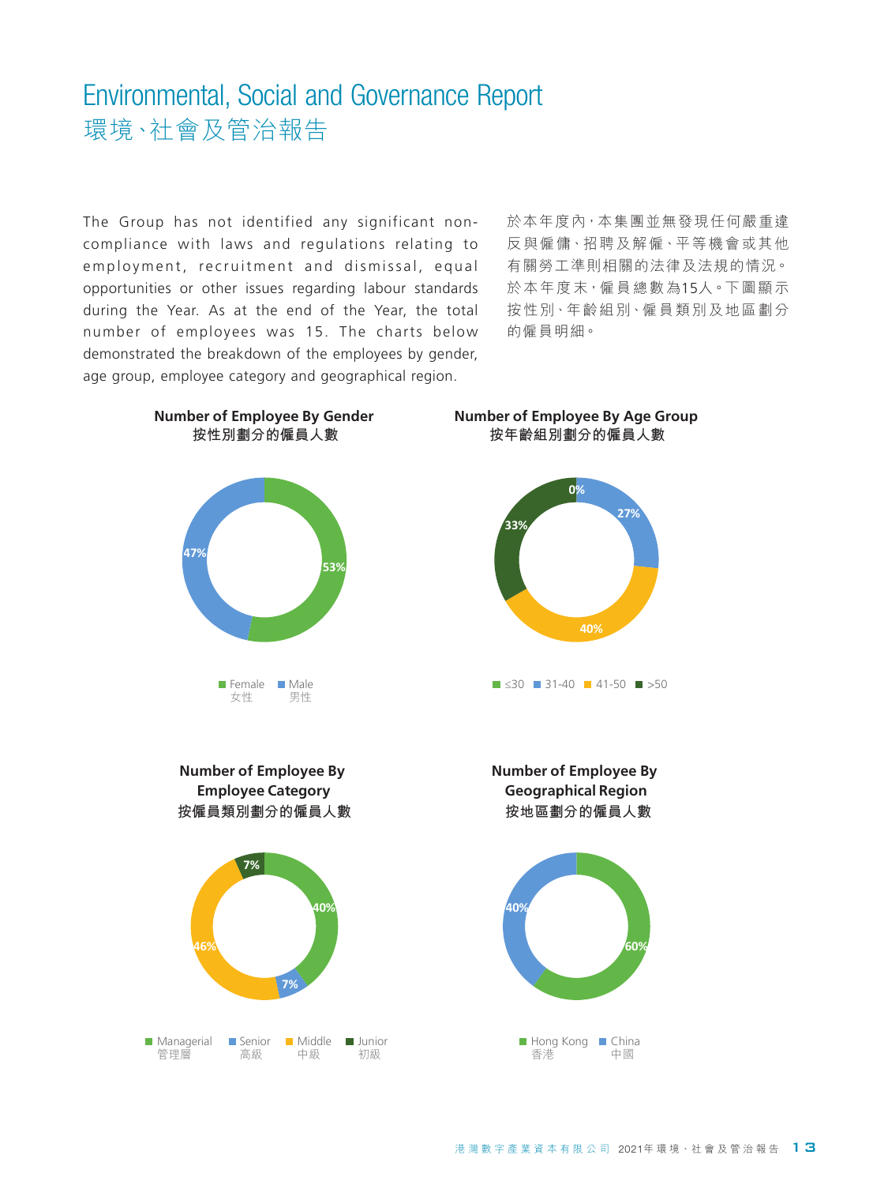# Environmental, Social and Governance Report
# 環境、社會及管治報告

The Group has not identified any significant non-compliance with laws and regulations relating to employment, recruitment and dismissal, equal opportunities or other issues regarding labour standards during the Year. As at the end of the Year, the total number of employees was 15. The charts below demonstrated the breakdown of the employees by gender, age group, employee category and geographical region.

於本年度內，本集團並無發現任何嚴重違反與僱傭、招聘及解僱、平等機會或其他有關勞工準則相關的法律及法規的情況。於本年度末，僱員總數為15人。下圖顯示按性別、年齡組別、僱員類別及地區劃分的僱員明細。

**Number of Employee By Gender**
**按性別劃分的僱員人數**

| Gender | % |
|---|---|
| Female 女性 | 53% |
| Male 男性 | 47% |

**Number of Employee By Age Group**
**按年齡組別劃分的僱員人數**

| Age Group | % |
|---|---|
| ≤30 | 0% |
| 31-40 | 27% |
| 41-50 | 40% |
| >50 | 33% |

**Number of Employee By Employee Category**
**按僱員類別劃分的僱員人數**

| Employee Category | % |
|---|---|
| Managerial 管理層 | 40% |
| Senior 高級 | 7% |
| Middle 中級 | 46% |
| Junior 初級 | 7% |

**Number of Employee By Geographical Region**
**按地區劃分的僱員人數**

| Geographical Region | % |
|---|---|
| Hong Kong 香港 | 60% |
| China 中國 | 40% |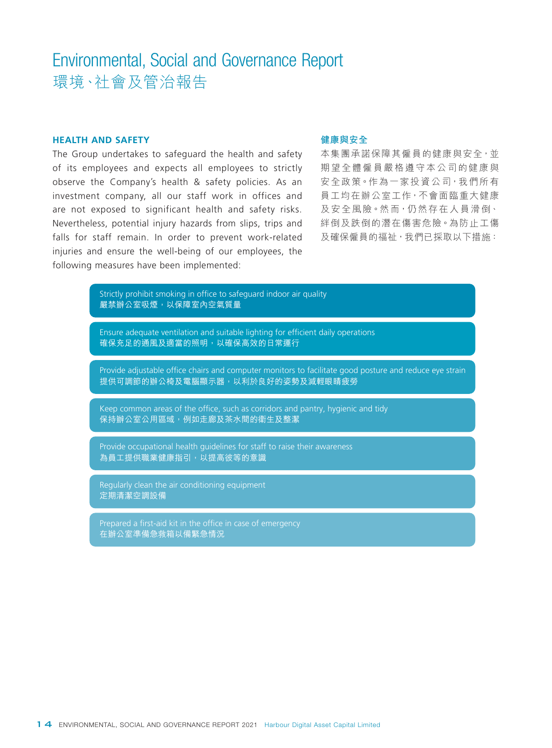## HEALTH AND SAFETY

The Group undertakes to safeguard the health and safety of its employees and expects all employees to strictly observe the Company's health & safety policies. As an investment company, all our staff work in offices and are not exposed to significant health and safety risks. Nevertheless, potential injury hazards from slips, trips and falls for staff remain. In order to prevent work-related injuries and ensure the well-being of our employees, the following measures have been implemented:

## 健康與安全

本集團承諾保障其僱員的健康與安全，並期望全體僱員嚴格遵守本公司的健康與安全政策。作為一家投資公司，我們所有員工均在辦公室工作，不會面臨重大健康及安全風險。然而，仍然存在人員滑倒、絆倒及跌倒的潛在傷害危險。為防止工傷及確保僱員的福祉，我們已採取以下措施：

- Strictly prohibit smoking in office to safeguard indoor air quality
  嚴禁辦公室吸煙，以保障室內空氣質量
- Ensure adequate ventilation and suitable lighting for efficient daily operations
  確保充足的通風及適當的照明，以確保高效的日常運行
- Provide adjustable office chairs and computer monitors to facilitate good posture and reduce eye strain
  提供可調節的辦公椅及電腦顯示器，以利於良好的姿勢及減輕眼睛疲勞
- Keep common areas of the office, such as corridors and pantry, hygienic and tidy
  保持辦公室公用區域，例如走廊及茶水間的衛生及整潔
- Provide occupational health guidelines for staff to raise their awareness
  為員工提供職業健康指引，以提高彼等的意識
- Regularly clean the air conditioning equipment
  定期清潔空調設備
- Prepared a first-aid kit in the office in case of emergency
  在辦公室準備急救箱以備緊急情況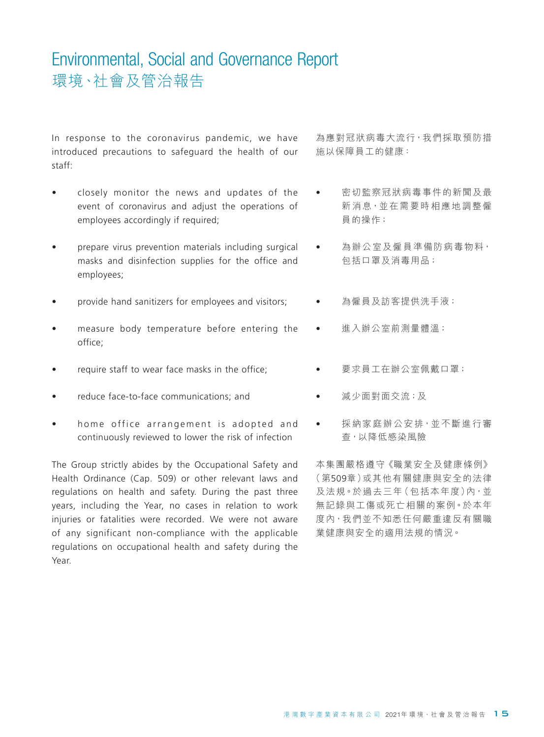# Environmental, Social and Governance Report
# 環境、社會及管治報告

In response to the coronavirus pandemic, we have introduced precautions to safeguard the health of our staff:

- closely monitor the news and updates of the event of coronavirus and adjust the operations of employees accordingly if required;
- prepare virus prevention materials including surgical masks and disinfection supplies for the office and employees;
- provide hand sanitizers for employees and visitors;
- measure body temperature before entering the office;
- require staff to wear face masks in the office;
- reduce face-to-face communications; and
- home office arrangement is adopted and continuously reviewed to lower the risk of infection

The Group strictly abides by the Occupational Safety and Health Ordinance (Cap. 509) or other relevant laws and regulations on health and safety. During the past three years, including the Year, no cases in relation to work injuries or fatalities were recorded. We were not aware of any significant non-compliance with the applicable regulations on occupational health and safety during the Year.

為應對冠狀病毒大流行，我們採取預防措施以保障員工的健康：

- 密切監察冠狀病毒事件的新聞及最新消息，並在需要時相應地調整僱員的操作；
- 為辦公室及僱員準備防病毒物料，包括口罩及消毒用品；
- 為僱員及訪客提供洗手液；
- 進入辦公室前測量體溫；
- 要求員工在辦公室佩戴口罩；
- 減少面對面交流；及
- 採納家庭辦公安排，並不斷進行審查，以降低感染風險

本集團嚴格遵守《職業安全及健康條例》(第509章)或其他有關健康與安全的法律及法規。於過去三年(包括本年度)內，並無記錄與工傷或死亡相關的案例。於本年度內，我們並不知悉任何嚴重違反有關職業健康與安全的適用法規的情況。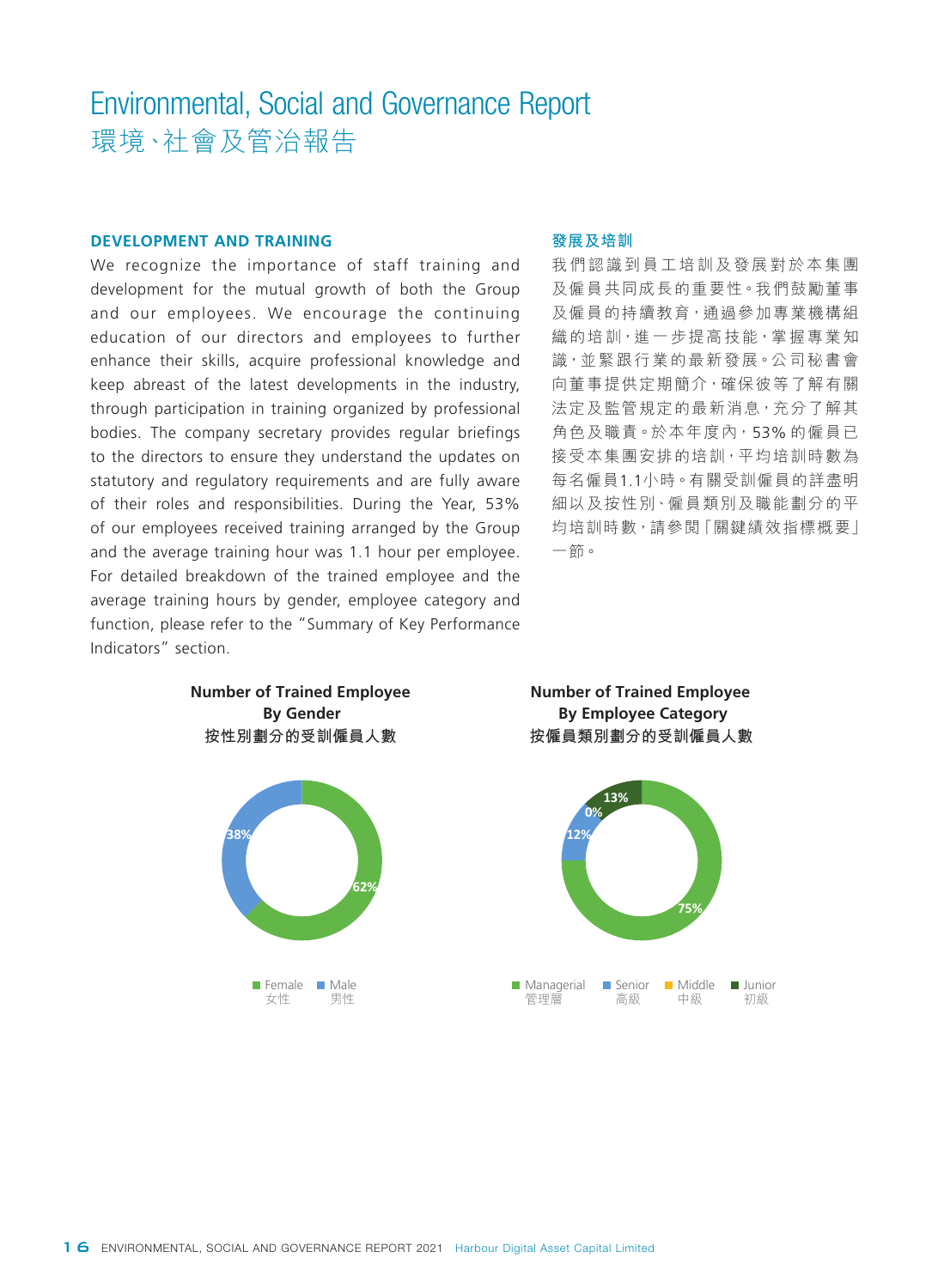# Environmental, Social and Governance Report
# 環境、社會及管治報告

## DEVELOPMENT AND TRAINING

We recognize the importance of staff training and development for the mutual growth of both the Group and our employees. We encourage the continuing education of our directors and employees to further enhance their skills, acquire professional knowledge and keep abreast of the latest developments in the industry, through participation in training organized by professional bodies. The company secretary provides regular briefings to the directors to ensure they understand the updates on statutory and regulatory requirements and are fully aware of their roles and responsibilities. During the Year, 53% of our employees received training arranged by the Group and the average training hour was 1.1 hour per employee. For detailed breakdown of the trained employee and the average training hours by gender, employee category and function, please refer to the "Summary of Key Performance Indicators" section.

## 發展及培訓

我們認識到員工培訓及發展對於本集團及僱員共同成長的重要性。我們鼓勵董事及僱員的持續教育，通過參加專業機構組織的培訓，進一步提高技能，掌握專業知識，並緊跟行業的最新發展。公司秘書會向董事提供定期簡介，確保彼等了解有關法定及監管規定的最新消息，充分了解其角色及職責。於本年度內，53%的僱員已接受本集團安排的培訓，平均培訓時數為每名僱員1.1小時。有關受訓僱員的詳盡明細以及按性別、僱員類別及職能劃分的平均培訓時數，請參閱「關鍵績效指標概要」一節。

**Number of Trained Employee By Gender**
**按性別劃分的受訓僱員人數**

| Gender | % |
|---|---|
| Female 女性 | 62% |
| Male 男性 | 38% |

**Number of Trained Employee By Employee Category**
**按僱員類別劃分的受訓僱員人數**

| Employee Category | % |
|---|---|
| Managerial 管理層 | 75% |
| Senior 高級 | 12% |
| Middle 中級 | 0% |
| Junior 初級 | 13% |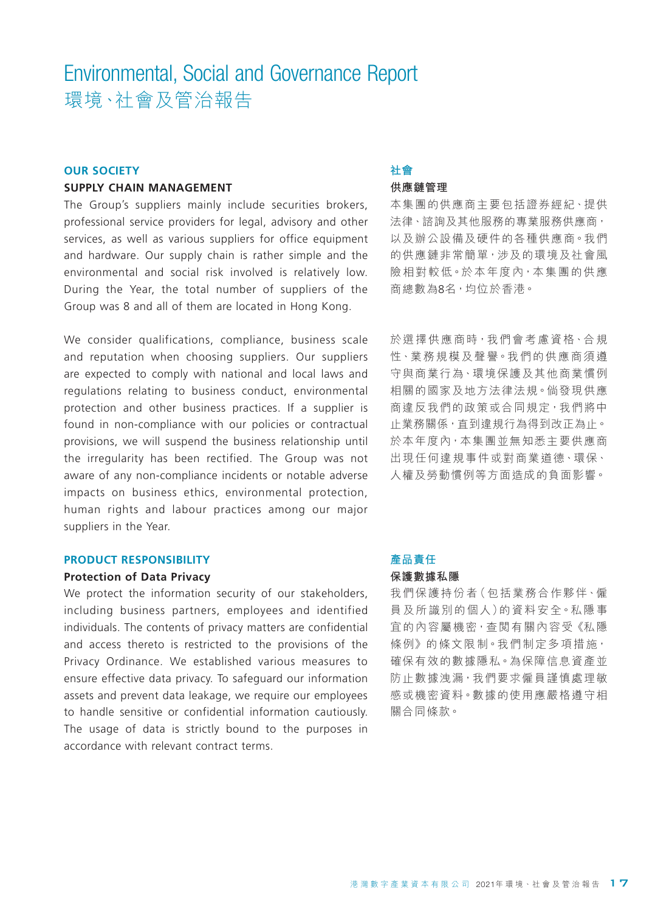# Environmental, Social and Governance Report
# 環境、社會及管治報告

## OUR SOCIETY

### SUPPLY CHAIN MANAGEMENT

The Group's suppliers mainly include securities brokers, professional service providers for legal, advisory and other services, as well as various suppliers for office equipment and hardware. Our supply chain is rather simple and the environmental and social risk involved is relatively low. During the Year, the total number of suppliers of the Group was 8 and all of them are located in Hong Kong.

We consider qualifications, compliance, business scale and reputation when choosing suppliers. Our suppliers are expected to comply with national and local laws and regulations relating to business conduct, environmental protection and other business practices. If a supplier is found in non-compliance with our policies or contractual provisions, we will suspend the business relationship until the irregularity has been rectified. The Group was not aware of any non-compliance incidents or notable adverse impacts on business ethics, environmental protection, human rights and labour practices among our major suppliers in the Year.

## 社會

### 供應鏈管理

本集團的供應商主要包括證券經紀、提供法律、諮詢及其他服務的專業服務供應商，以及辦公設備及硬件的各種供應商。我們的供應鏈非常簡單，涉及的環境及社會風險相對較低。於本年度內，本集團的供應商總數為8名，均位於香港。

於選擇供應商時，我們會考慮資格、合規性、業務規模及聲譽。我們的供應商須遵守與商業行為、環境保護及其他商業慣例相關的國家及地方法律法規。倘發現供應商違反我們的政策或合同規定，我們將中止業務關係，直到違規行為得到改正為止。於本年度內，本集團並無知悉主要供應商出現任何違規事件或對商業道德、環保、人權及勞動慣例等方面造成的負面影響。

## PRODUCT RESPONSIBILITY

### Protection of Data Privacy

We protect the information security of our stakeholders, including business partners, employees and identified individuals. The contents of privacy matters are confidential and access thereto is restricted to the provisions of the Privacy Ordinance. We established various measures to ensure effective data privacy. To safeguard our information assets and prevent data leakage, we require our employees to handle sensitive or confidential information cautiously. The usage of data is strictly bound to the purposes in accordance with relevant contract terms.

## 產品責任

### 保護數據私隱

我們保護持份者（包括業務合作夥伴、僱員及所識別的個人）的資料安全。私隱事宜的內容屬機密，查閱有關內容受《私隱條例》的條文限制。我們制定多項措施，確保有效的數據隱私。為保障信息資產並防止數據洩漏，我們要求僱員謹慎處理敏感或機密資料。數據的使用應嚴格遵守相關合同條款。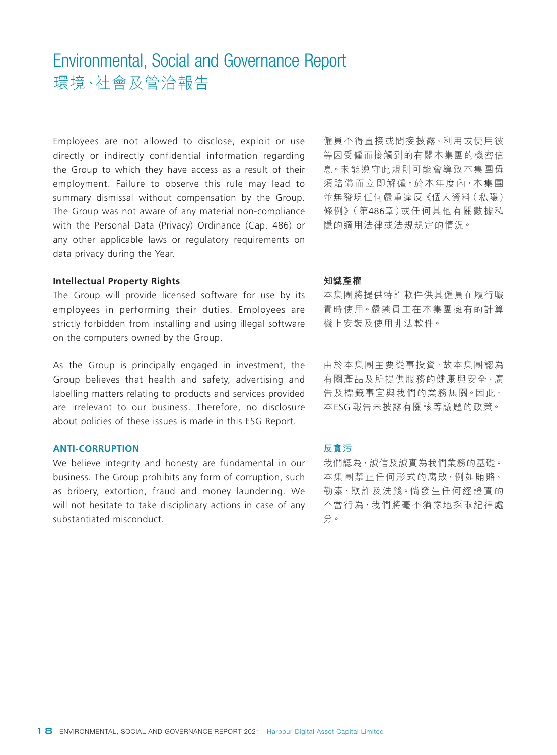Employees are not allowed to disclose, exploit or use directly or indirectly confidential information regarding the Group to which they have access as a result of their employment. Failure to observe this rule may lead to summary dismissal without compensation by the Group. The Group was not aware of any material non-compliance with the Personal Data (Privacy) Ordinance (Cap. 486) or any other applicable laws or regulatory requirements on data privacy during the Year.

僱員不得直接或間接披露、利用或使用彼等因受僱而接觸到的有關本集團的機密信息。未能遵守此規則可能會導致本集團毋須賠償而立即解僱。於本年度內，本集團並無發現任何嚴重違反《個人資料（私隱）條例》（第486章）或任何其他有關數據私隱的適用法律或法規規定的情況。

**Intellectual Property Rights**

**知識產權**

The Group will provide licensed software for use by its employees in performing their duties. Employees are strictly forbidden from installing and using illegal software on the computers owned by the Group.

本集團將提供特許軟件供其僱員在履行職責時使用。嚴禁員工在本集團擁有的計算機上安裝及使用非法軟件。

As the Group is principally engaged in investment, the Group believes that health and safety, advertising and labelling matters relating to products and services provided are irrelevant to our business. Therefore, no disclosure about policies of these issues is made in this ESG Report.

由於本集團主要從事投資，故本集團認為有關產品及所提供服務的健康與安全、廣告及標籤事宜與我們的業務無關。因此，本ESG報告未披露有關該等議題的政策。

## ANTI-CORRUPTION

## 反貪污

We believe integrity and honesty are fundamental in our business. The Group prohibits any form of corruption, such as bribery, extortion, fraud and money laundering. We will not hesitate to take disciplinary actions in case of any substantiated misconduct.

我們認為，誠信及誠實為我們業務的基礎。本集團禁止任何形式的腐敗，例如賄賂、勒索、欺詐及洗錢。倘發生任何經證實的不當行為，我們將毫不猶豫地採取紀律處分。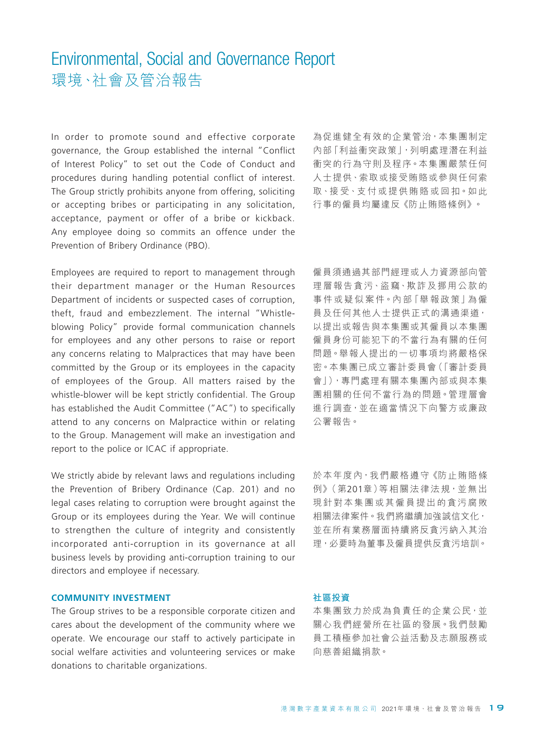In order to promote sound and effective corporate governance, the Group established the internal "Conflict of Interest Policy" to set out the Code of Conduct and procedures during handling potential conflict of interest. The Group strictly prohibits anyone from offering, soliciting or accepting bribes or participating in any solicitation, acceptance, payment or offer of a bribe or kickback. Any employee doing so commits an offence under the Prevention of Bribery Ordinance (PBO).

為促進健全有效的企業管治，本集團制定內部「利益衝突政策」，列明處理潛在利益衝突的行為守則及程序。本集團嚴禁任何人士提供、索取或接受賄賂或參與任何索取、接受、支付或提供賄賂或回扣。如此行事的僱員均屬違反《防止賄賂條例》。

Employees are required to report to management through their department manager or the Human Resources Department of incidents or suspected cases of corruption, theft, fraud and embezzlement. The internal "Whistle-blowing Policy" provide formal communication channels for employees and any other persons to raise or report any concerns relating to Malpractices that may have been committed by the Group or its employees in the capacity of employees of the Group. All matters raised by the whistle-blower will be kept strictly confidential. The Group has established the Audit Committee ("AC") to specifically attend to any concerns on Malpractice within or relating to the Group. Management will make an investigation and report to the police or ICAC if appropriate.

僱員須通過其部門經理或人力資源部向管理層報告貪污、盜竊、欺詐及挪用公款的事件或疑似案件。內部「舉報政策」為僱員及任何其他人士提供正式的溝通渠道，以提出或報告與本集團或其僱員以本集團僱員身份可能犯下的不當行為有關的任何問題。舉報人提出的一切事項均將嚴格保密。本集團已成立審計委員會（「審計委員會」），專門處理有關本集團內部或與本集團相關的任何不當行為的問題。管理層會進行調查，並在適當情況下向警方或廉政公署報告。

We strictly abide by relevant laws and regulations including the Prevention of Bribery Ordinance (Cap. 201) and no legal cases relating to corruption were brought against the Group or its employees during the Year. We will continue to strengthen the culture of integrity and consistently incorporated anti-corruption in its governance at all business levels by providing anti-corruption training to our directors and employee if necessary.

於本年度內，我們嚴格遵守《防止賄賂條例》（第201章）等相關法律法規，並無出現針對本集團或其僱員提出的貪污腐敗相關法律案件。我們將繼續加強誠信文化，並在所有業務層面持續將反貪污納入其治理，必要時為董事及僱員提供反貪污培訓。

## COMMUNITY INVESTMENT

The Group strives to be a responsible corporate citizen and cares about the development of the community where we operate. We encourage our staff to actively participate in social welfare activities and volunteering services or make donations to charitable organizations.

## 社區投資

本集團致力於成為負責任的企業公民，並關心我們經營所在社區的發展。我們鼓勵員工積極參加社會公益活動及志願服務或向慈善組織捐款。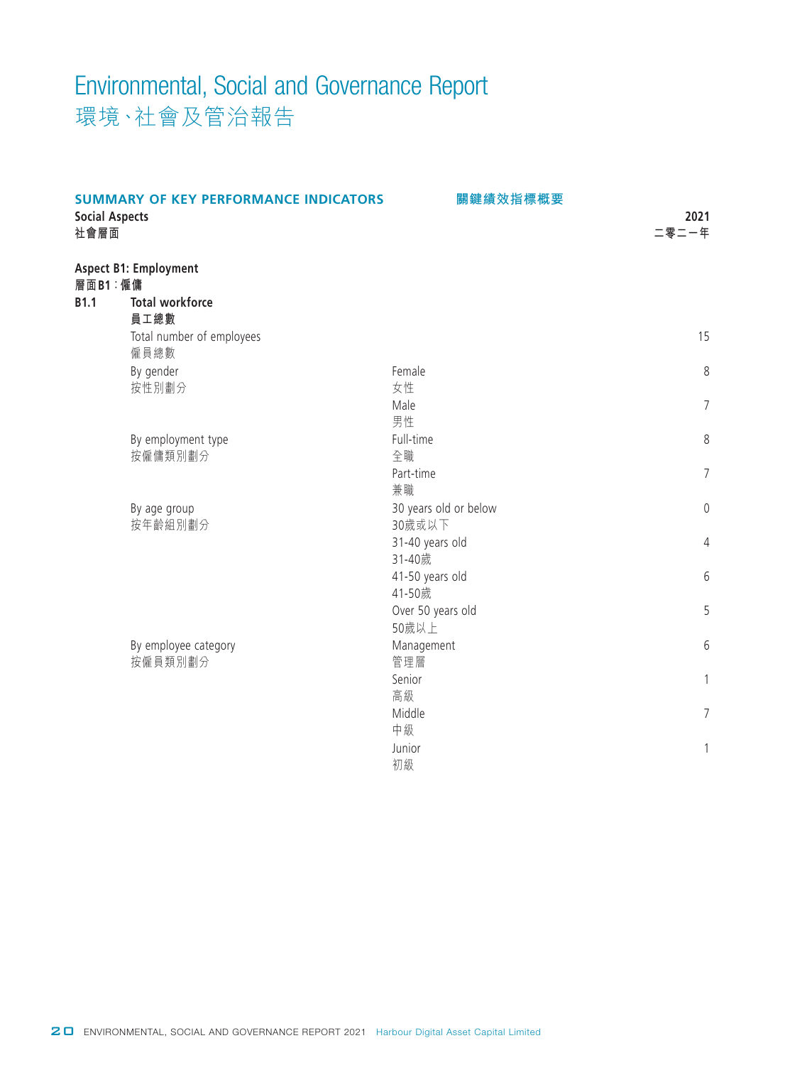# Environmental, Social and Governance Report
# 環境、社會及管治報告

## SUMMARY OF KEY PERFORMANCE INDICATORS 關鍵績效指標概要

| Social Aspects<br>社會層面 | | | 2021<br>二零二一年 |
|---|---|---|---|
| **Aspect B1: Employment<br>層面B1：僱傭** | | | |
| **B1.1** | **Total workforce<br>員工總數** | | |
| | Total number of employees<br>僱員總數 | | 15 |
| | By gender<br>按性別劃分 | Female<br>女性 | 8 |
| | | Male<br>男性 | 7 |
| | By employment type<br>按僱傭類別劃分 | Full-time<br>全職 | 8 |
| | | Part-time<br>兼職 | 7 |
| | By age group<br>按年齡組別劃分 | 30 years old or below<br>30歲或以下 | 0 |
| | | 31-40 years old<br>31-40歲 | 4 |
| | | 41-50 years old<br>41-50歲 | 6 |
| | | Over 50 years old<br>50歲以上 | 5 |
| | By employee category<br>按僱員類別劃分 | Management<br>管理層 | 6 |
| | | Senior<br>高級 | 1 |
| | | Middle<br>中級 | 7 |
| | | Junior<br>初級 | 1 |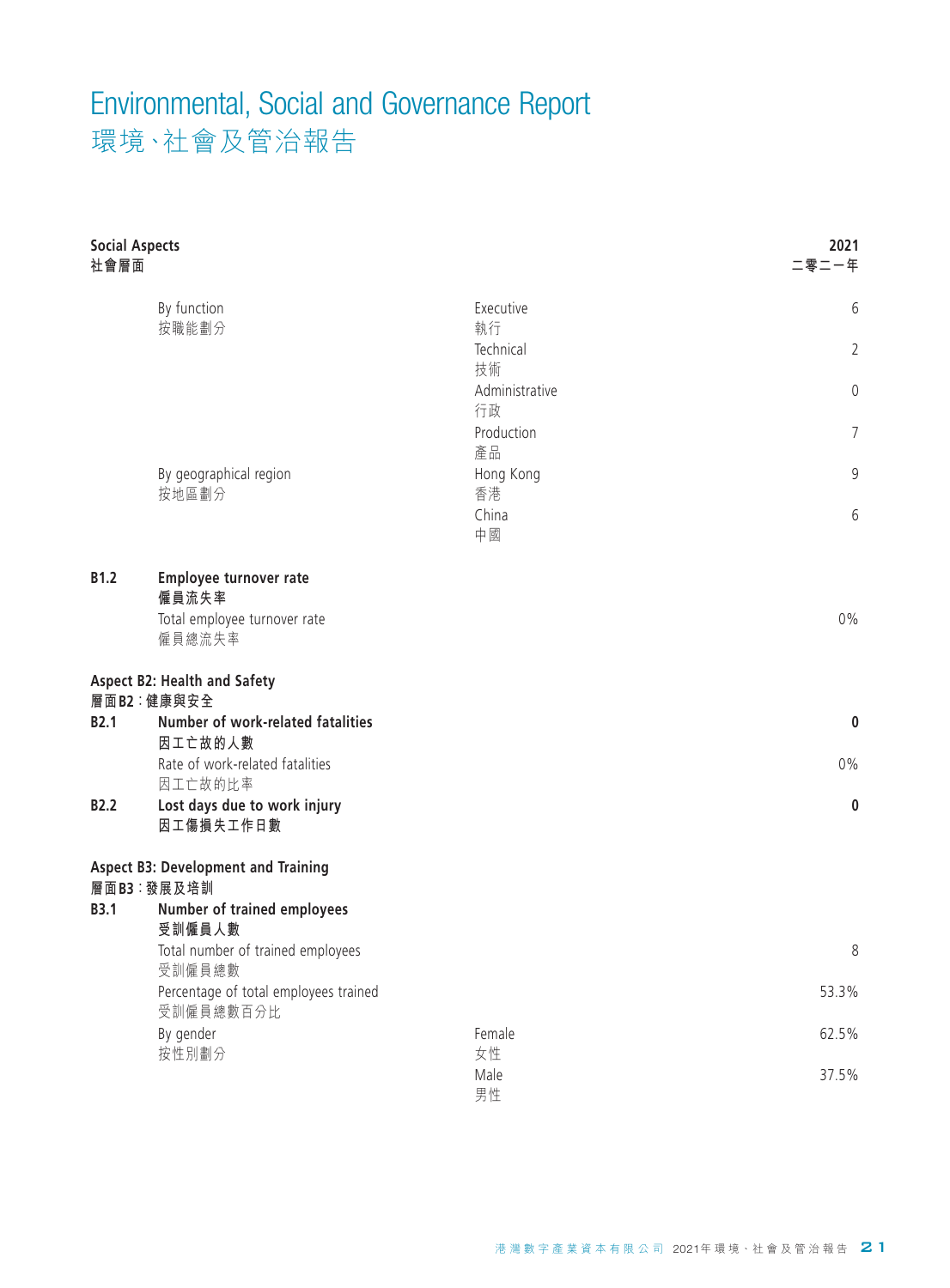# Environmental, Social and Governance Report
# 環境、社會及管治報告

| Social Aspects<br>社會層面 | | | 2021<br>二零二一年 |
|---|---|---|---|
| | By function<br>按職能劃分 | Executive<br>執行 | 6 |
| | | Technical<br>技術 | 2 |
| | | Administrative<br>行政 | 0 |
| | | Production<br>產品 | 7 |
| | By geographical region<br>按地區劃分 | Hong Kong<br>香港 | 9 |
| | | China<br>中國 | 6 |
| **B1.2** | **Employee turnover rate**<br>**僱員流失率** | | |
| | Total employee turnover rate<br>僱員總流失率 | | 0% |
| **Aspect B2: Health and Safety**<br>**層面B2：健康與安全** | | | |
| **B2.1** | **Number of work-related fatalities**<br>**因工亡故的人數** | | **0** |
| | Rate of work-related fatalities<br>因工亡故的比率 | | 0% |
| **B2.2** | **Lost days due to work injury**<br>**因工傷損失工作日數** | | **0** |
| **Aspect B3: Development and Training**<br>**層面B3：發展及培訓** | | | |
| **B3.1** | **Number of trained employees**<br>**受訓僱員人數** | | |
| | Total number of trained employees<br>受訓僱員總數 | | 8 |
| | Percentage of total employees trained<br>受訓僱員總數百分比 | | 53.3% |
| | By gender<br>按性別劃分 | Female<br>女性 | 62.5% |
| | | Male<br>男性 | 37.5% |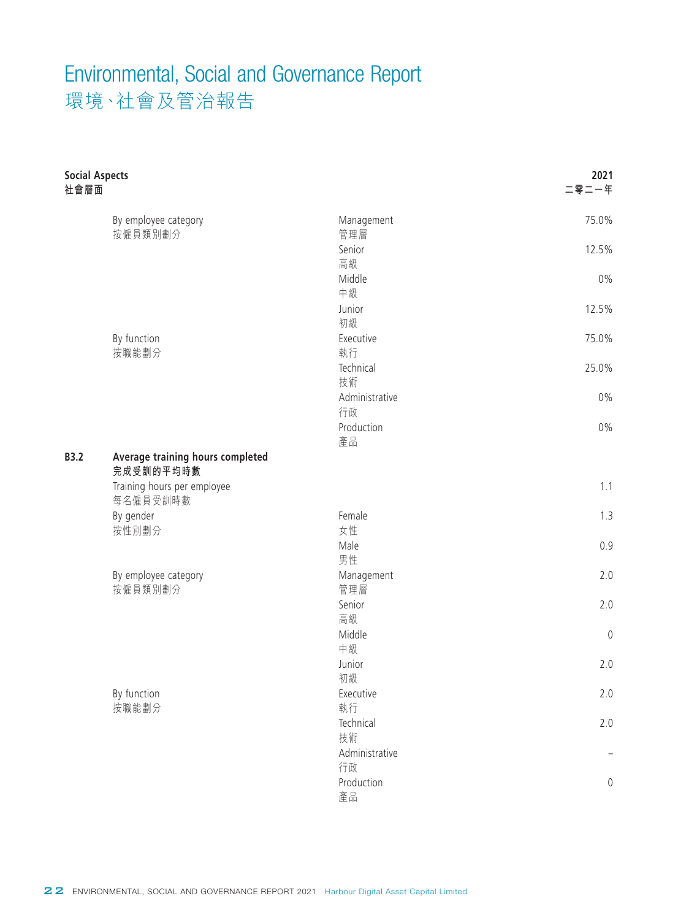# Environmental, Social and Governance Report
# 環境、社會及管治報告

| Social Aspects<br>社會層面 | | | 2021<br>二零二一年 |
|---|---|---|---|
| | By employee category<br>按僱員類別劃分 | Management<br>管理層 | 75.0% |
| | | Senior<br>高級 | 12.5% |
| | | Middle<br>中級 | 0% |
| | | Junior<br>初級 | 12.5% |
| | By function<br>按職能劃分 | Executive<br>執行 | 75.0% |
| | | Technical<br>技術 | 25.0% |
| | | Administrative<br>行政 | 0% |
| | | Production<br>產品 | 0% |
| **B3.2** | **Average training hours completed**<br>**完成受訓的平均時數** | | |
| | Training hours per employee<br>每名僱員受訓時數 | | 1.1 |
| | By gender<br>按性別劃分 | Female<br>女性 | 1.3 |
| | | Male<br>男性 | 0.9 |
| | By employee category<br>按僱員類別劃分 | Management<br>管理層 | 2.0 |
| | | Senior<br>高級 | 2.0 |
| | | Middle<br>中級 | 0 |
| | | Junior<br>初級 | 2.0 |
| | By function<br>按職能劃分 | Executive<br>執行 | 2.0 |
| | | Technical<br>技術 | 2.0 |
| | | Administrative<br>行政 | – |
| | | Production<br>產品 | 0 |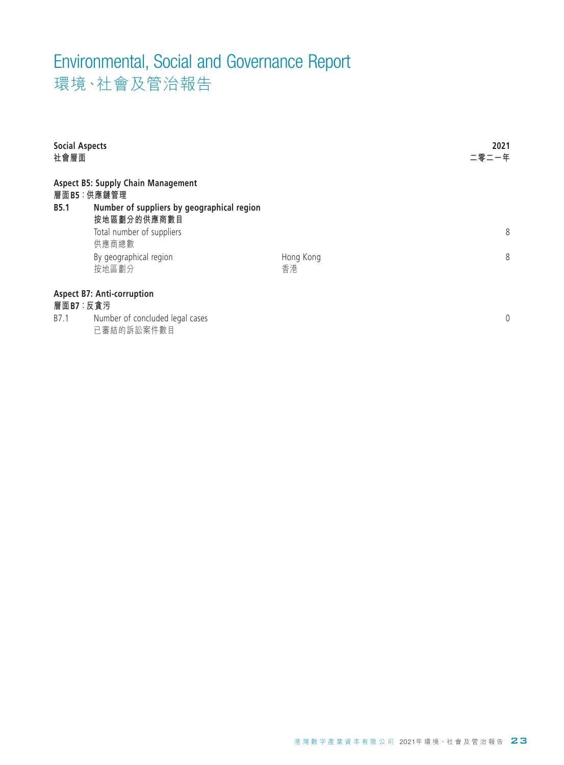# Environmental, Social and Governance Report
# 環境、社會及管治報告

| **Social Aspects**<br>**社會層面** | | | **2021**<br>**二零二一年** |
|---|---|---|---|
| **Aspect B5: Supply Chain Management**<br>**層面B5：供應鏈管理** | | | |
| **B5.1** | **Number of suppliers by geographical region**<br>**按地區劃分的供應商數目** | | |
| | Total number of suppliers<br>供應商總數 | | 8 |
| | By geographical region<br>按地區劃分 | Hong Kong<br>香港 | 8 |
| **Aspect B7: Anti-corruption**<br>**層面B7：反貪污** | | | |
| B7.1 | Number of concluded legal cases<br>已審結的訴訟案件數目 | | 0 |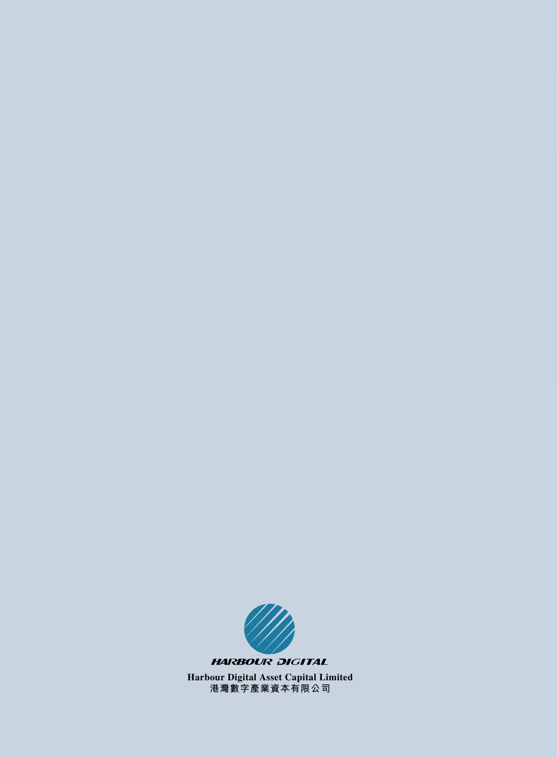HARBOUR DIGITAL

**Harbour Digital Asset Capital Limited**

**港灣數字產業資本有限公司**